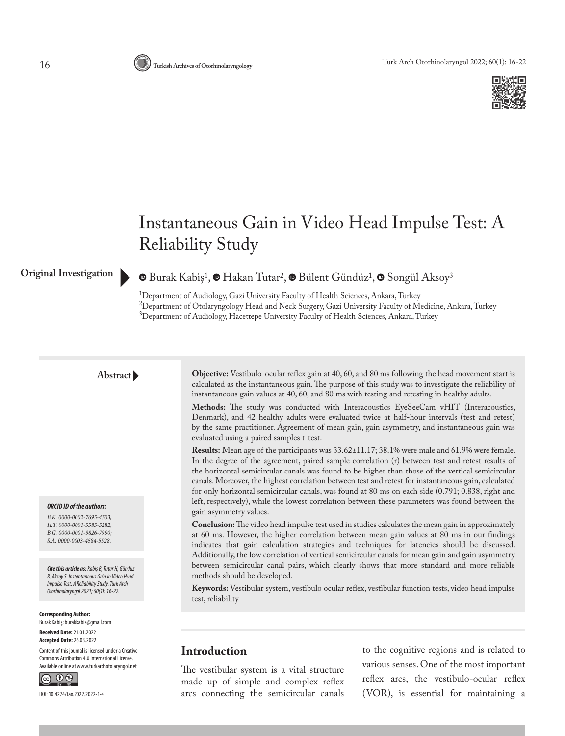# Instantaneous Gain in Video Head Impulse Test: A Reliability Study

**Original Investigation**

Burak Kabiş[1], Hakan Tutar[2], Bülent Gündüz[1], Songül Aksoy[3]

[1]Department of Audiology, Gazi University Faculty of Health Sciences, Ankara, Turkey
[2]Department of Otolaryngology Head and Neck Surgery, Gazi University Faculty of Medicine, Ankara, Turkey
[3]Department of Audiology, Hacettepe University Faculty of Health Sciences, Ankara, Turkey

## Abstract

**Objective:** Vestibulo-ocular reflex gain at 40, 60, and 80 ms following the head movement start is calculated as the instantaneous gain. The purpose of this study was to investigate the reliability of instantaneous gain values at 40, 60, and 80 ms with testing and retesting in healthy adults.

**Methods:** The study was conducted with Interacoustics EyeSeeCam vHIT (Interacoustics, Denmark), and 42 healthy adults were evaluated twice at half-hour intervals (test and retest) by the same practitioner. Agreement of mean gain, gain asymmetry, and instantaneous gain was evaluated using a paired samples t-test.

**Results:** Mean age of the participants was 33.62±11.17; 38.1% were male and 61.9% were female. In the degree of the agreement, paired sample correlation (r) between test and retest results of the horizontal semicircular canals was found to be higher than those of the vertical semicircular canals. Moreover, the highest correlation between test and retest for instantaneous gain, calculated for only horizontal semicircular canals, was found at 80 ms on each side (0.791; 0.838, right and left, respectively), while the lowest correlation between these parameters was found between the gain asymmetry values.

**Conclusion:** The video head impulse test used in studies calculates the mean gain in approximately at 60 ms. However, the higher correlation between mean gain values at 80 ms in our findings indicates that gain calculation strategies and techniques for latencies should be discussed. Additionally, the low correlation of vertical semicircular canals for mean gain and gain asymmetry between semicircular canal pairs, which clearly shows that more standard and more reliable methods should be developed.

**Keywords:** Vestibular system, vestibulo ocular reflex, vestibular function tests, video head impulse test, reliability

***ORCID ID of the authors:***

*B.K. 0000-0002-7695-4703;*
*H.T. 0000-0001-5585-5282;*
*B.G. 0000-0001-9826-7990;*
*S.A. 0000-0003-4584-5528.*

***Cite this article as:** Kabiş B, Tutar H, Gündüz B, Aksoy S. Instantaneous Gain in Video Head Impulse Test: A Reliability Study. Turk Arch Otorhinolaryngol 2021; 60(1): 16-22.*

**Corresponding Author:**
Burak Kabiş; burakkabis@gmail.com

**Received Date:** 21.01.2022
**Accepted Date:** 26.03.2022

Content of this journal is licensed under a Creative Commons Attribution 4.0 International License. Available online at www.turkarchotolaryngol.net

DOI: 10.4274/tao.2022.2022-1-4

## Introduction

The vestibular system is a vital structure made up of simple and complex reflex arcs connecting the semicircular canals to the cognitive regions and is related to various senses. One of the most important reflex arcs, the vestibulo-ocular reflex (VOR), is essential for maintaining a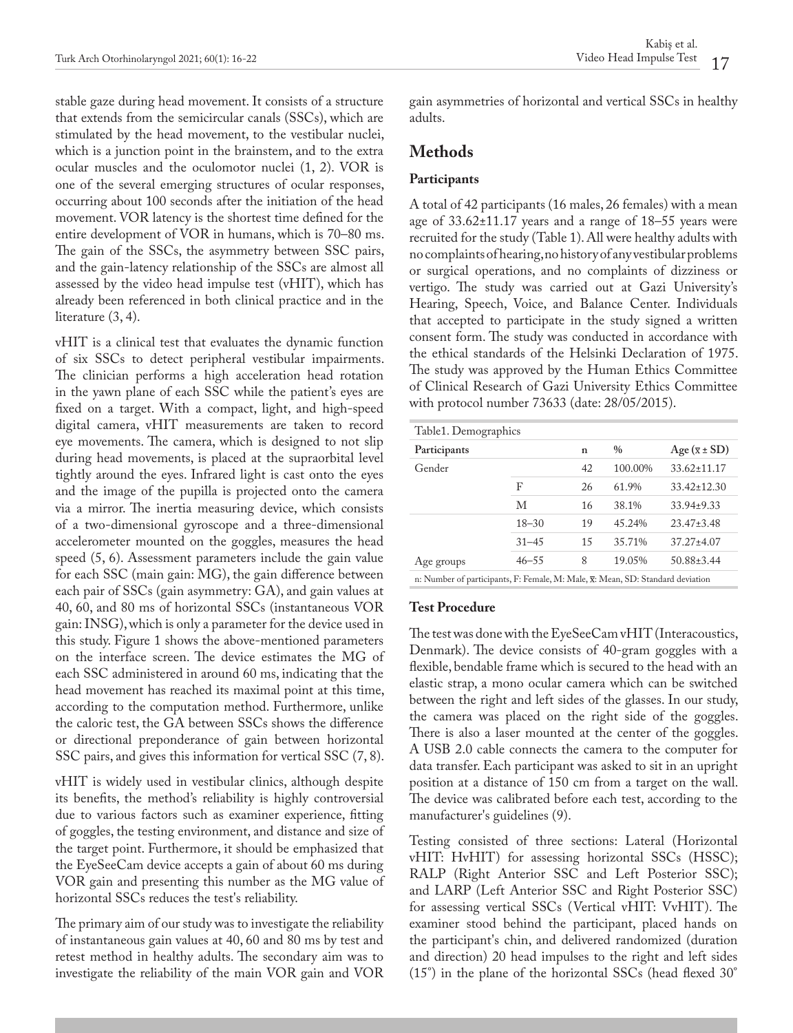stable gaze during head movement. It consists of a structure that extends from the semicircular canals (SSCs), which are stimulated by the head movement, to the vestibular nuclei, which is a junction point in the brainstem, and to the extra ocular muscles and the oculomotor nuclei (1, 2). VOR is one of the several emerging structures of ocular responses, occurring about 100 seconds after the initiation of the head movement. VOR latency is the shortest time defined for the entire development of VOR in humans, which is 70–80 ms. The gain of the SSCs, the asymmetry between SSC pairs, and the gain-latency relationship of the SSCs are almost all assessed by the video head impulse test (vHIT), which has already been referenced in both clinical practice and in the literature (3, 4).

vHIT is a clinical test that evaluates the dynamic function of six SSCs to detect peripheral vestibular impairments. The clinician performs a high acceleration head rotation in the yawn plane of each SSC while the patient's eyes are fixed on a target. With a compact, light, and high-speed digital camera, vHIT measurements are taken to record eye movements. The camera, which is designed to not slip during head movements, is placed at the supraorbital level tightly around the eyes. Infrared light is cast onto the eyes and the image of the pupilla is projected onto the camera via a mirror. The inertia measuring device, which consists of a two-dimensional gyroscope and a three-dimensional accelerometer mounted on the goggles, measures the head speed (5, 6). Assessment parameters include the gain value for each SSC (main gain: MG), the gain difference between each pair of SSCs (gain asymmetry: GA), and gain values at 40, 60, and 80 ms of horizontal SSCs (instantaneous VOR gain: INSG), which is only a parameter for the device used in this study. Figure 1 shows the above-mentioned parameters on the interface screen. The device estimates the MG of each SSC administered in around 60 ms, indicating that the head movement has reached its maximal point at this time, according to the computation method. Furthermore, unlike the caloric test, the GA between SSCs shows the difference or directional preponderance of gain between horizontal SSC pairs, and gives this information for vertical SSC (7, 8).

vHIT is widely used in vestibular clinics, although despite its benefits, the method's reliability is highly controversial due to various factors such as examiner experience, fitting of goggles, the testing environment, and distance and size of the target point. Furthermore, it should be emphasized that the EyeSeeCam device accepts a gain of about 60 ms during VOR gain and presenting this number as the MG value of horizontal SSCs reduces the test's reliability.

The primary aim of our study was to investigate the reliability of instantaneous gain values at 40, 60 and 80 ms by test and retest method in healthy adults. The secondary aim was to investigate the reliability of the main VOR gain and VOR gain asymmetries of horizontal and vertical SSCs in healthy adults.

## Methods

### Participants

A total of 42 participants (16 males, 26 females) with a mean age of 33.62±11.17 years and a range of 18–55 years were recruited for the study (Table 1). All were healthy adults with no complaints of hearing, no history of any vestibular problems or surgical operations, and no complaints of dizziness or vertigo. The study was carried out at Gazi University's Hearing, Speech, Voice, and Balance Center. Individuals that accepted to participate in the study signed a written consent form. The study was conducted in accordance with the ethical standards of the Helsinki Declaration of 1975. The study was approved by the Human Ethics Committee of Clinical Research of Gazi University Ethics Committee with protocol number 73633 (date: 28/05/2015).

Table1. Demographics

| Participants | | n | % | Age ($\bar{x}$ ± SD) |
|---|---|---|---|---|
| Gender | | 42 | 100.00% | 33.62±11.17 |
| | F | 26 | 61.9% | 33.42±12.30 |
| | M | 16 | 38.1% | 33.94±9.33 |
| | 18–30 | 19 | 45.24% | 23.47±3.48 |
| | 31–45 | 15 | 35.71% | 37.27±4.07 |
| Age groups | 46–55 | 8 | 19.05% | 50.88±3.44 |

n: Number of participants, F: Female, M: Male, $\bar{x}$: Mean, SD: Standard deviation

### Test Procedure

The test was done with the EyeSeeCam vHIT (Interacoustics, Denmark). The device consists of 40-gram goggles with a flexible, bendable frame which is secured to the head with an elastic strap, a mono ocular camera which can be switched between the right and left sides of the glasses. In our study, the camera was placed on the right side of the goggles. There is also a laser mounted at the center of the goggles. A USB 2.0 cable connects the camera to the computer for data transfer. Each participant was asked to sit in an upright position at a distance of 150 cm from a target on the wall. The device was calibrated before each test, according to the manufacturer's guidelines (9).

Testing consisted of three sections: Lateral (Horizontal vHIT: HvHIT) for assessing horizontal SSCs (HSSC); RALP (Right Anterior SSC and Left Posterior SSC); and LARP (Left Anterior SSC and Right Posterior SSC) for assessing vertical SSCs (Vertical vHIT: VvHIT). The examiner stood behind the participant, placed hands on the participant's chin, and delivered randomized (duration and direction) 20 head impulses to the right and left sides (15°) in the plane of the horizontal SSCs (head flexed 30°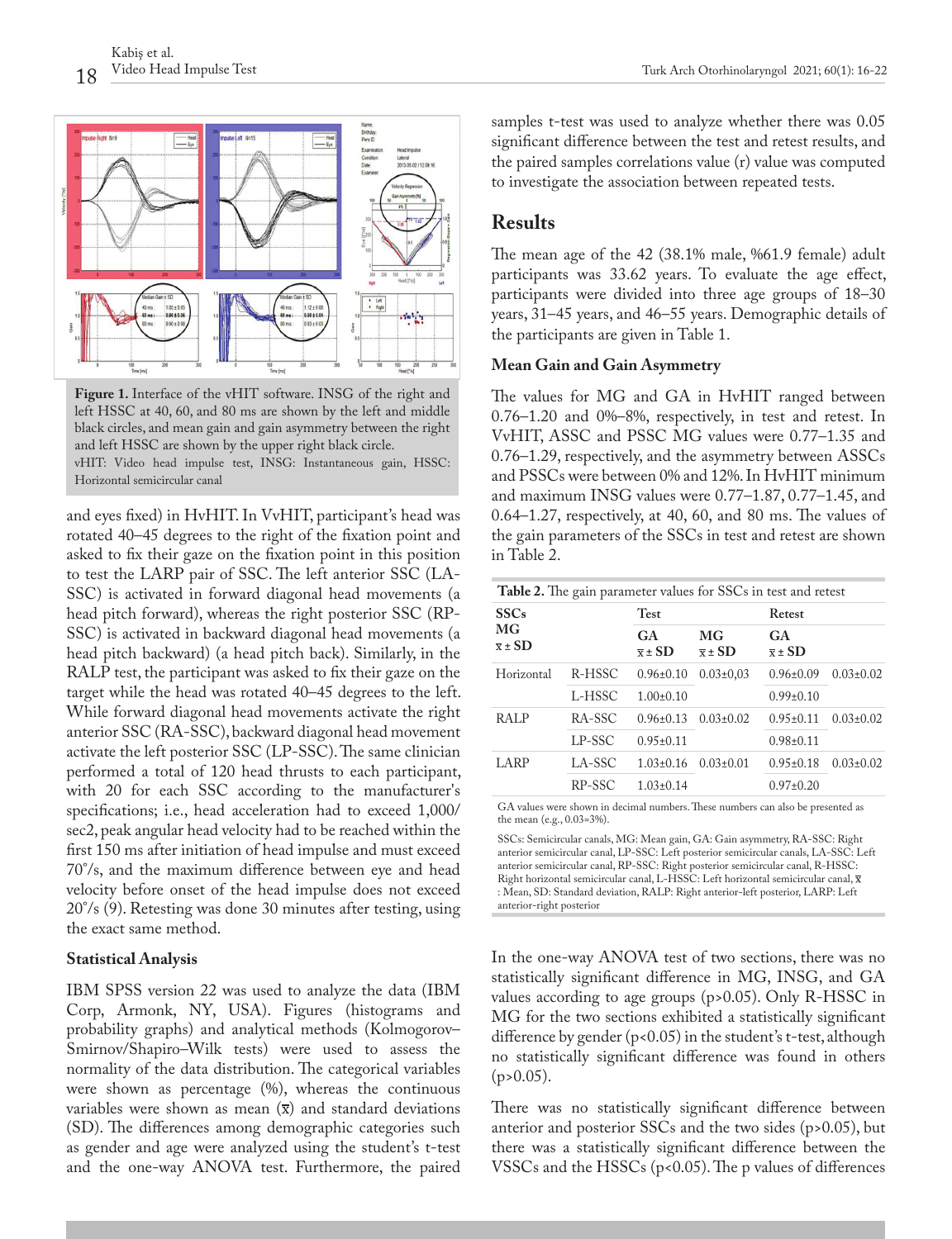Figure 1. Interface of the vHIT software. INSG of the right and left HSSC at 40, 60, and 80 ms are shown by the left and middle black circles, and mean gain and gain asymmetry between the right and left HSSC are shown by the upper right black circle.

vHIT: Video head impulse test, INSG: Instantaneous gain, HSSC: Horizontal semicircular canal

and eyes fixed) in HvHIT. In VvHIT, participant's head was rotated 40–45 degrees to the right of the fixation point and asked to fix their gaze on the fixation point in this position to test the LARP pair of SSC. The left anterior SSC (LA-SSC) is activated in forward diagonal head movements (a head pitch forward), whereas the right posterior SSC (RP-SSC) is activated in backward diagonal head movements (a head pitch backward) (a head pitch back). Similarly, in the RALP test, the participant was asked to fix their gaze on the target while the head was rotated 40–45 degrees to the left. While forward diagonal head movements activate the right anterior SSC (RA-SSC), backward diagonal head movement activate the left posterior SSC (LP-SSC). The same clinician performed a total of 120 head thrusts to each participant, with 20 for each SSC according to the manufacturer's specifications; i.e., head acceleration had to exceed 1,000/sec2, peak angular head velocity had to be reached within the first 150 ms after initiation of head impulse and must exceed 70°/s, and the maximum difference between eye and head velocity before onset of the head impulse does not exceed 20°/s (9). Retesting was done 30 minutes after testing, using the exact same method.

### Statistical Analysis

IBM SPSS version 22 was used to analyze the data (IBM Corp, Armonk, NY, USA). Figures (histograms and probability graphs) and analytical methods (Kolmogorov–Smirnov/Shapiro–Wilk tests) were used to assess the normality of the data distribution. The categorical variables were shown as percentage (%), whereas the continuous variables were shown as mean ($\bar{x}$) and standard deviations (SD). The differences among demographic categories such as gender and age were analyzed using the student's t-test and the one-way ANOVA test. Furthermore, the paired samples t-test was used to analyze whether there was 0.05 significant difference between the test and retest results, and the paired samples correlations value (r) value was computed to investigate the association between repeated tests.

## Results

The mean age of the 42 (38.1% male, %61.9 female) adult participants was 33.62 years. To evaluate the age effect, participants were divided into three age groups of 18–30 years, 31–45 years, and 46–55 years. Demographic details of the participants are given in Table 1.

### Mean Gain and Gain Asymmetry

The values for MG and GA in HvHIT ranged between 0.76–1.20 and 0%–8%, respectively, in test and retest. In VvHIT, ASSC and PSSC MG values were 0.77–1.35 and 0.76–1.29, respectively, and the asymmetry between ASSCs and PSSCs were between 0% and 12%. In HvHIT minimum and maximum INSG values were 0.77–1.87, 0.77–1.45, and 0.64–1.27, respectively, at 40, 60, and 80 ms. The values of the gain parameters of the SSCs in test and retest are shown in Table 2.

Table 2. The gain parameter values for SSCs in test and retest

| SSCs MG $\bar{x}$ ± SD | | Test | | Retest | |
|---|---|---|---|---|---|
| | | GA $\bar{x}$ ± SD | MG $\bar{x}$ ± SD | GA $\bar{x}$ ± SD | |
| Horizontal | R-HSSC | 0.96±0.10 | 0.03±0,03 | 0.96±0.09 | 0.03±0.02 |
| | L-HSSC | 1.00±0.10 | | 0.99±0.10 | |
| RALP | RA-SSC | 0.96±0.13 | 0.03±0.02 | 0.95±0.11 | 0.03±0.02 |
| | LP-SSC | 0.95±0.11 | | 0.98±0.11 | |
| LARP | LA-SSC | 1.03±0.16 | 0.03±0.01 | 0.95±0.18 | 0.03±0.02 |
| | RP-SSC | 1.03±0.14 | | 0.97±0.20 | |

GA values were shown in decimal numbers. These numbers can also be presented as the mean (e.g., 0.03=3%).

SSCs: Semicircular canals, MG: Mean gain, GA: Gain asymmetry, RA-SSC: Right anterior semicircular canal, LP-SSC: Left posterior semicircular canals, LA-SSC: Left anterior semicircular canal, RP-SSC: Right posterior semicircular canal, R-HSSC: Right horizontal semicircular canal, L-HSSC: Left horizontal semicircular canal, $\bar{x}$ : Mean, SD: Standard deviation, RALP: Right anterior-left posterior, LARP: Left anterior-right posterior

In the one-way ANOVA test of two sections, there was no statistically significant difference in MG, INSG, and GA values according to age groups (p>0.05). Only R-HSSC in MG for the two sections exhibited a statistically significant difference by gender (p<0.05) in the student's t-test, although no statistically significant difference was found in others (p>0.05).

There was no statistically significant difference between anterior and posterior SSCs and the two sides (p>0.05), but there was a statistically significant difference between the VSSCs and the HSSCs (p<0.05). The p values of differences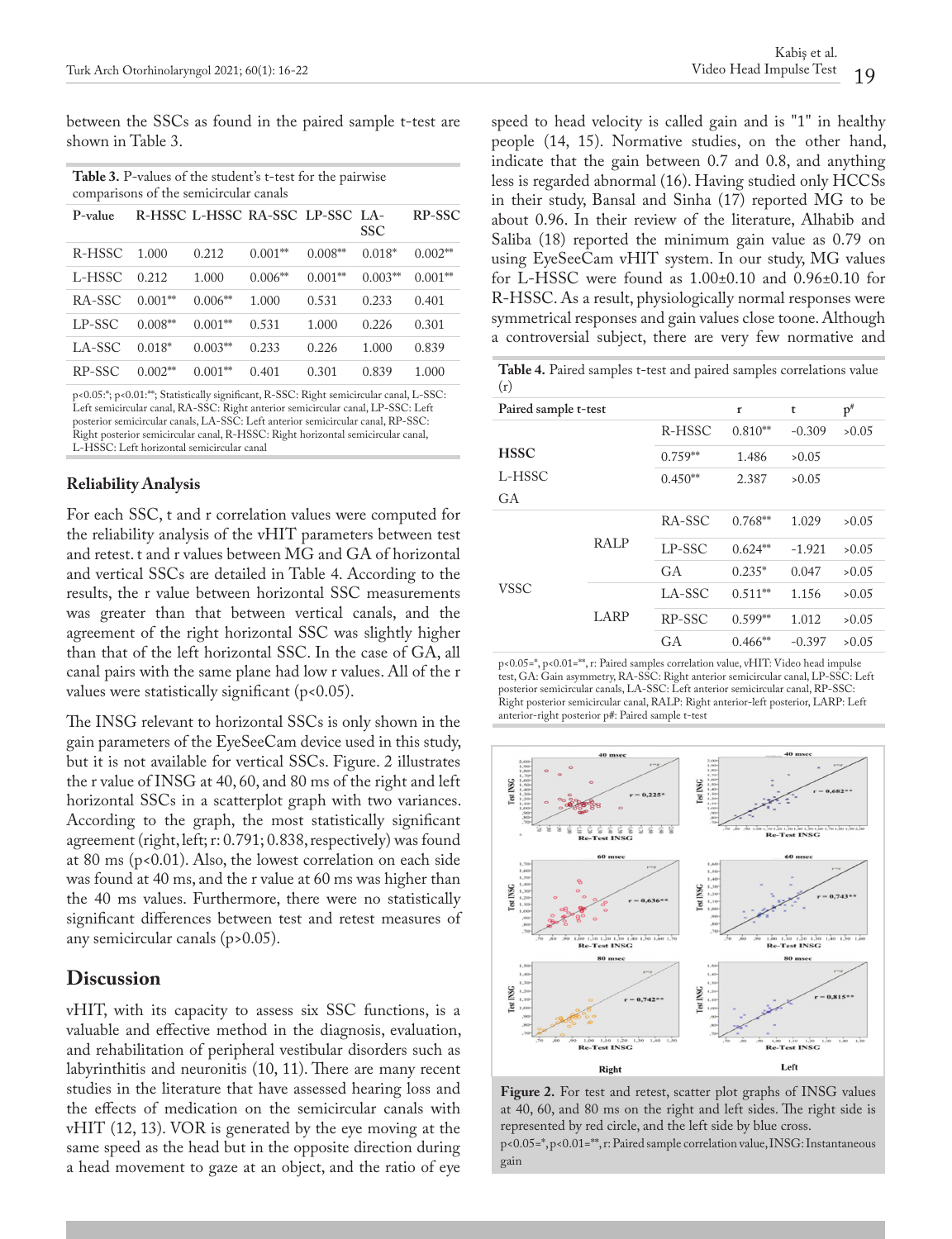between the SSCs as found in the paired sample t-test are shown in Table 3.

**Table 3.** P-values of the student's t-test for the pairwise comparisons of the semicircular canals

| P-value | R-HSSC | L-HSSC | RA-SSC | LP-SSC | LA-SSC | RP-SSC |
|---|---|---|---|---|---|---|
| R-HSSC | 1.000 | 0.212 | 0.001** | 0.008** | 0.018* | 0.002** |
| L-HSSC | 0.212 | 1.000 | 0.006** | 0.001** | 0.003** | 0.001** |
| RA-SSC | 0.001** | 0.006** | 1.000 | 0.531 | 0.233 | 0.401 |
| LP-SSC | 0.008** | 0.001** | 0.531 | 1.000 | 0.226 | 0.301 |
| LA-SSC | 0.018* | 0.003** | 0.233 | 0.226 | 1.000 | 0.839 |
| RP-SSC | 0.002** | 0.001** | 0.401 | 0.301 | 0.839 | 1.000 |

p<0.05:*; p<0.01:**; Statistically significant, R-SSC: Right semicircular canal, L-SSC: Left semicircular canal, RA-SSC: Right anterior semicircular canal, LP-SSC: Left posterior semicircular canals, LA-SSC: Left anterior semicircular canal, RP-SSC: Right posterior semicircular canal, R-HSSC: Right horizontal semicircular canal, L-HSSC: Left horizontal semicircular canal

### Reliability Analysis

For each SSC, t and r correlation values were computed for the reliability analysis of the vHIT parameters between test and retest. t and r values between MG and GA of horizontal and vertical SSCs are detailed in Table 4. According to the results, the r value between horizontal SSC measurements was greater than that between vertical canals, and the agreement of the right horizontal SSC was slightly higher than that of the left horizontal SSC. In the case of GA, all canal pairs with the same plane had low r values. All of the r values were statistically significant ($p<0.05$).

The INSG relevant to horizontal SSCs is only shown in the gain parameters of the EyeSeeCam device used in this study, but it is not available for vertical SSCs. Figure. 2 illustrates the r value of INSG at 40, 60, and 80 ms of the right and left horizontal SSCs in a scatterplot graph with two variances. According to the graph, the most statistically significant agreement (right, left; r: 0.791; 0.838, respectively) was found at 80 ms ($p<0.01$). Also, the lowest correlation on each side was found at 40 ms, and the r value at 60 ms was higher than the 40 ms values. Furthermore, there were no statistically significant differences between test and retest measures of any semicircular canals ($p>0.05$).

## Discussion

vHIT, with its capacity to assess six SSC functions, is a valuable and effective method in the diagnosis, evaluation, and rehabilitation of peripheral vestibular disorders such as labyrinthitis and neuronitis (10, 11). There are many recent studies in the literature that have assessed hearing loss and the effects of medication on the semicircular canals with vHIT (12, 13). VOR is generated by the eye moving at the same speed as the head but in the opposite direction during a head movement to gaze at an object, and the ratio of eye speed to head velocity is called gain and is "1" in healthy people (14, 15). Normative studies, on the other hand, indicate that the gain between 0.7 and 0.8, and anything less is regarded abnormal (16). Having studied only HCCSs in their study, Bansal and Sinha (17) reported MG to be about 0.96. In their review of the literature, Alhabib and Saliba (18) reported the minimum gain value as 0.79 on using EyeSeeCam vHIT system. In our study, MG values for L-HSSC were found as 1.00±0.10 and 0.96±0.10 for R-HSSC. As a result, physiologically normal responses were symmetrical responses and gain values close toone. Although a controversial subject, there are very few normative and

**Table 4.** Paired samples t-test and paired samples correlations value (r)

| Paired sample t-test | | | r | t | p# |
|---|---|---|---|---|---|
| HSSC | | R-HSSC | 0.810** | -0.309 | >0.05 |
| | | L-HSSC | 0.759** | 1.486 | >0.05 |
| | | GA | 0.450** | 2.387 | >0.05 |
| VSSC | RALP | RA-SSC | 0.768** | 1.029 | >0.05 |
| | | LP-SSC | 0.624** | -1.921 | >0.05 |
| | | GA | 0.235* | 0.047 | >0.05 |
| | LARP | LA-SSC | 0.511** | 1.156 | >0.05 |
| | | RP-SSC | 0.599** | 1.012 | >0.05 |
| | | GA | 0.466** | -0.397 | >0.05 |

p<0.05=*, p<0.01=**, r: Paired samples correlation value, vHIT: Video head impulse test, GA: Gain asymmetry, RA-SSC: Right anterior semicircular canal, LP-SSC: Left posterior semicircular canals, LA-SSC: Left anterior semicircular canal, RP-SSC: Right posterior semicircular canal, RALP: Right anterior-left posterior, LARP: Left anterior-right posterior p#: Paired sample t-test

**Figure 2.** For test and retest, scatter plot graphs of INSG values at 40, 60, and 80 ms on the right and left sides. The right side is represented by red circle, and the left side by blue cross.
p<0.05=*, p<0.01=**, r: Paired sample correlation value, INSG: Instantaneous gain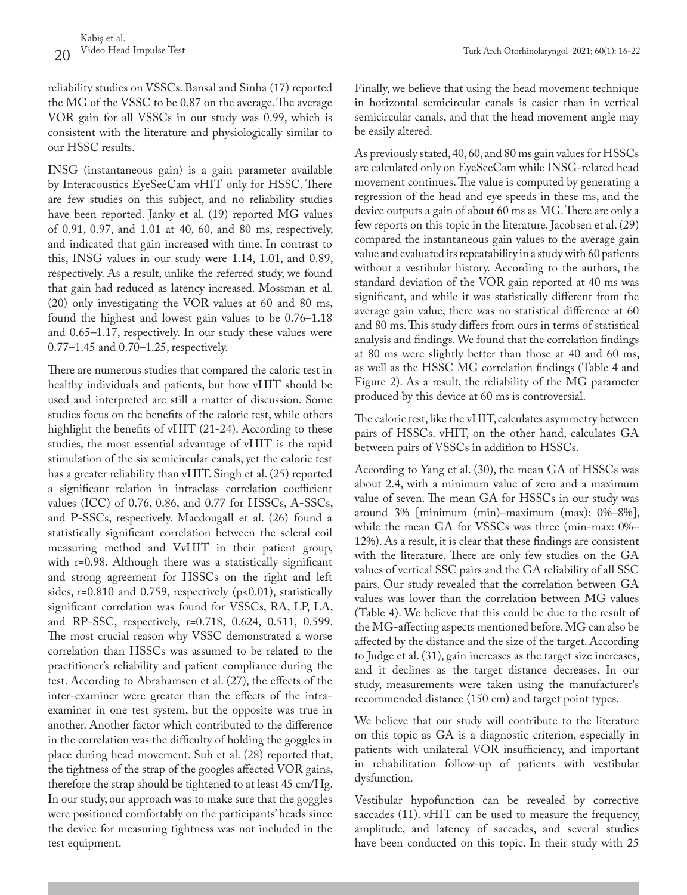reliability studies on VSSCs. Bansal and Sinha (17) reported the MG of the VSSC to be 0.87 on the average. The average VOR gain for all VSSCs in our study was 0.99, which is consistent with the literature and physiologically similar to our HSSC results.

INSG (instantaneous gain) is a gain parameter available by Interacoustics EyeSeeCam vHIT only for HSSC. There are few studies on this subject, and no reliability studies have been reported. Janky et al. (19) reported MG values of 0.91, 0.97, and 1.01 at 40, 60, and 80 ms, respectively, and indicated that gain increased with time. In contrast to this, INSG values in our study were 1.14, 1.01, and 0.89, respectively. As a result, unlike the referred study, we found that gain had reduced as latency increased. Mossman et al. (20) only investigating the VOR values at 60 and 80 ms, found the highest and lowest gain values to be 0.76–1.18 and 0.65–1.17, respectively. In our study these values were 0.77–1.45 and 0.70–1.25, respectively.

There are numerous studies that compared the caloric test in healthy individuals and patients, but how vHIT should be used and interpreted are still a matter of discussion. Some studies focus on the benefits of the caloric test, while others highlight the benefits of vHIT (21-24). According to these studies, the most essential advantage of vHIT is the rapid stimulation of the six semicircular canals, yet the caloric test has a greater reliability than vHIT. Singh et al. (25) reported a significant relation in intraclass correlation coefficient values (ICC) of 0.76, 0.86, and 0.77 for HSSCs, A-SSCs, and P-SSCs, respectively. Macdougall et al. (26) found a statistically significant correlation between the scleral coil measuring method and VvHIT in their patient group, with r=0.98. Although there was a statistically significant and strong agreement for HSSCs on the right and left sides, r=0.810 and 0.759, respectively (p<0.01), statistically significant correlation was found for VSSCs, RA, LP, LA, and RP-SSC, respectively, r=0.718, 0.624, 0.511, 0.599. The most crucial reason why VSSC demonstrated a worse correlation than HSSCs was assumed to be related to the practitioner's reliability and patient compliance during the test. According to Abrahamsen et al. (27), the effects of the inter-examiner were greater than the effects of the intra-examiner in one test system, but the opposite was true in another. Another factor which contributed to the difference in the correlation was the difficulty of holding the goggles in place during head movement. Suh et al. (28) reported that, the tightness of the strap of the googles affected VOR gains, therefore the strap should be tightened to at least 45 cm/Hg. In our study, our approach was to make sure that the goggles were positioned comfortably on the participants' heads since the device for measuring tightness was not included in the test equipment.

Finally, we believe that using the head movement technique in horizontal semicircular canals is easier than in vertical semicircular canals, and that the head movement angle may be easily altered.

As previously stated, 40, 60, and 80 ms gain values for HSSCs are calculated only on EyeSeeCam while INSG-related head movement continues. The value is computed by generating a regression of the head and eye speeds in these ms, and the device outputs a gain of about 60 ms as MG. There are only a few reports on this topic in the literature. Jacobsen et al. (29) compared the instantaneous gain values to the average gain value and evaluated its repeatability in a study with 60 patients without a vestibular history. According to the authors, the standard deviation of the VOR gain reported at 40 ms was significant, and while it was statistically different from the average gain value, there was no statistical difference at 60 and 80 ms. This study differs from ours in terms of statistical analysis and findings. We found that the correlation findings at 80 ms were slightly better than those at 40 and 60 ms, as well as the HSSC MG correlation findings (Table 4 and Figure 2). As a result, the reliability of the MG parameter produced by this device at 60 ms is controversial.

The caloric test, like the vHIT, calculates asymmetry between pairs of HSSCs. vHIT, on the other hand, calculates GA between pairs of VSSCs in addition to HSSCs.

According to Yang et al. (30), the mean GA of HSSCs was about 2.4, with a minimum value of zero and a maximum value of seven. The mean GA for HSSCs in our study was around 3% [minimum (min)–maximum (max): 0%–8%], while the mean GA for VSSCs was three (min-max: 0%–12%). As a result, it is clear that these findings are consistent with the literature. There are only few studies on the GA values of vertical SSC pairs and the GA reliability of all SSC pairs. Our study revealed that the correlation between GA values was lower than the correlation between MG values (Table 4). We believe that this could be due to the result of the MG-affecting aspects mentioned before. MG can also be affected by the distance and the size of the target. According to Judge et al. (31), gain increases as the target size increases, and it declines as the target distance decreases. In our study, measurements were taken using the manufacturer's recommended distance (150 cm) and target point types.

We believe that our study will contribute to the literature on this topic as GA is a diagnostic criterion, especially in patients with unilateral VOR insufficiency, and important in rehabilitation follow-up of patients with vestibular dysfunction.

Vestibular hypofunction can be revealed by corrective saccades (11). vHIT can be used to measure the frequency, amplitude, and latency of saccades, and several studies have been conducted on this topic. In their study with 25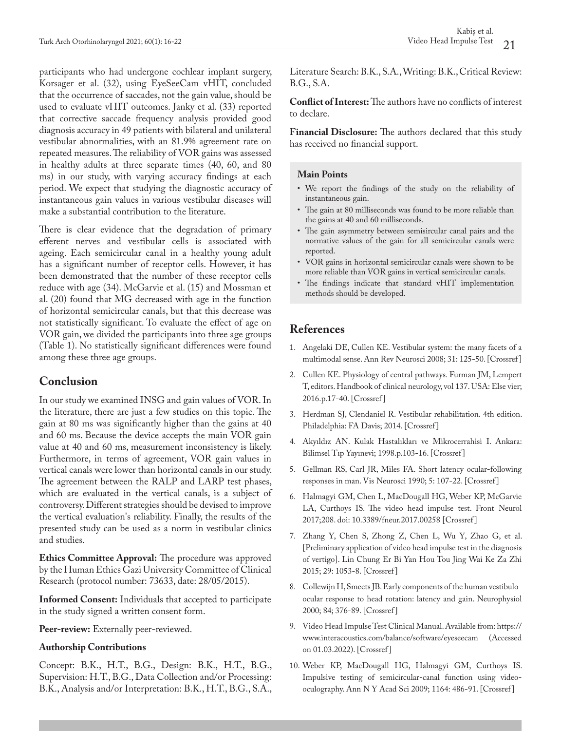participants who had undergone cochlear implant surgery, Korsager et al. (32), using EyeSeeCam vHIT, concluded that the occurrence of saccades, not the gain value, should be used to evaluate vHIT outcomes. Janky et al. (33) reported that corrective saccade frequency analysis provided good diagnosis accuracy in 49 patients with bilateral and unilateral vestibular abnormalities, with an 81.9% agreement rate on repeated measures. The reliability of VOR gains was assessed in healthy adults at three separate times (40, 60, and 80 ms) in our study, with varying accuracy findings at each period. We expect that studying the diagnostic accuracy of instantaneous gain values in various vestibular diseases will make a substantial contribution to the literature.

There is clear evidence that the degradation of primary efferent nerves and vestibular cells is associated with ageing. Each semicircular canal in a healthy young adult has a significant number of receptor cells. However, it has been demonstrated that the number of these receptor cells reduce with age (34). McGarvie et al. (15) and Mossman et al. (20) found that MG decreased with age in the function of horizontal semicircular canals, but that this decrease was not statistically significant. To evaluate the effect of age on VOR gain, we divided the participants into three age groups (Table 1). No statistically significant differences were found among these three age groups.

## Conclusion

In our study we examined INSG and gain values of VOR. In the literature, there are just a few studies on this topic. The gain at 80 ms was significantly higher than the gains at 40 and 60 ms. Because the device accepts the main VOR gain value at 40 and 60 ms, measurement inconsistency is likely. Furthermore, in terms of agreement, VOR gain values in vertical canals were lower than horizontal canals in our study. The agreement between the RALP and LARP test phases, which are evaluated in the vertical canals, is a subject of controversy. Different strategies should be devised to improve the vertical evaluation's reliability. Finally, the results of the presented study can be used as a norm in vestibular clinics and studies.

**Ethics Committee Approval:** The procedure was approved by the Human Ethics Gazi University Committee of Clinical Research (protocol number: 73633, date: 28/05/2015).

**Informed Consent:** Individuals that accepted to participate in the study signed a written consent form.

**Peer-review:** Externally peer-reviewed.

**Authorship Contributions**

Concept: B.K., H.T., B.G., Design: B.K., H.T., B.G., Supervision: H.T., B.G., Data Collection and/or Processing: B.K., Analysis and/or Interpretation: B.K., H.T., B.G., S.A., Literature Search: B.K., S.A., Writing: B.K., Critical Review: B.G., S.A.

**Conflict of Interest:** The authors have no conflicts of interest to declare.

**Financial Disclosure:** The authors declared that this study has received no financial support.

**Main Points**

- We report the findings of the study on the reliability of instantaneous gain.
- The gain at 80 milliseconds was found to be more reliable than the gains at 40 and 60 milliseconds.
- The gain asymmetry between semisircular canal pairs and the normative values of the gain for all semicircular canals were reported.
- VOR gains in horizontal semicircular canals were shown to be more reliable than VOR gains in vertical semicircular canals.
- The findings indicate that standard vHIT implementation methods should be developed.

## References

1. Angelaki DE, Cullen KE. Vestibular system: the many facets of a multimodal sense. Ann Rev Neurosci 2008; 31: 125-50. [Crossref]
2. Cullen KE. Physiology of central pathways. Furman JM, Lempert T, editors. Handbook of clinical neurology, vol 137. USA: Else vier; 2016.p.17-40. [Crossref]
3. Herdman SJ, Clendaniel R. Vestibular rehabilitation. 4th edition. Philadelphia: FA Davis; 2014. [Crossref]
4. Akyıldız AN. Kulak Hastalıkları ve Mikrocerrahisi I. Ankara: Bilimsel Tıp Yayınevi; 1998.p.103-16. [Crossref]
5. Gellman RS, Carl JR, Miles FA. Short latency ocular-following responses in man. Vis Neurosci 1990; 5: 107-22. [Crossref]
6. Halmagyi GM, Chen L, MacDougall HG, Weber KP, McGarvie LA, Curthoys IS. The video head impulse test. Front Neurol 2017;208. doi: 10.3389/fneur.2017.00258 [Crossref]
7. Zhang Y, Chen S, Zhong Z, Chen L, Wu Y, Zhao G, et al. [Preliminary application of video head impulse test in the diagnosis of vertigo]. Lin Chung Er Bi Yan Hou Tou Jing Wai Ke Za Zhi 2015; 29: 1053-8. [Crossref]
8. Collewijn H, Smeets JB. Early components of the human vestibulo-ocular response to head rotation: latency and gain. Neurophysiol 2000; 84; 376-89. [Crossref]
9. Video Head Impulse Test Clinical Manual. Available from: https://www.interacoustics.com/balance/software/eyeseecam (Accessed on 01.03.2022). [Crossref]
10. Weber KP, MacDougall HG, Halmagyi GM, Curthoys IS. Impulsive testing of semicircular-canal function using video-oculography. Ann N Y Acad Sci 2009; 1164: 486-91. [Crossref]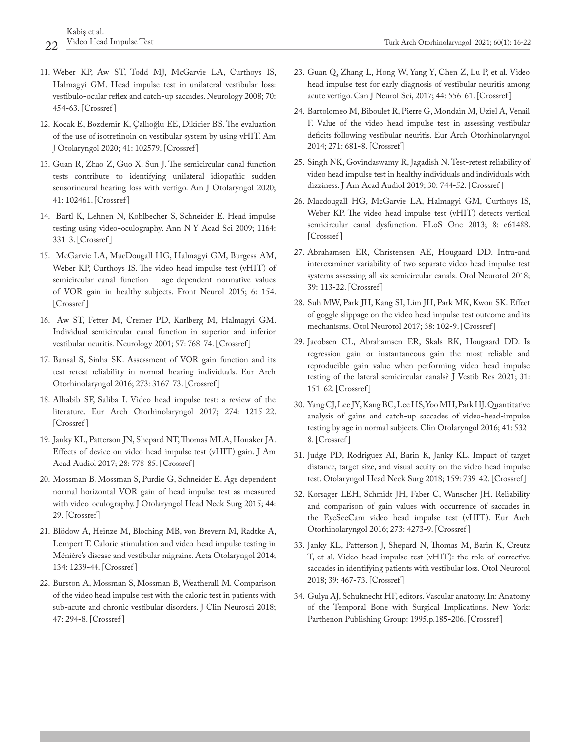11. Weber KP, Aw ST, Todd MJ, McGarvie LA, Curthoys IS, Halmagyi GM. Head impulse test in unilateral vestibular loss: vestibulo-ocular reflex and catch-up saccades. Neurology 2008; 70: 454-63. [Crossref]

12. Kocak E, Bozdemir K, Çallıoğlu EE, Dikicier BS. The evaluation of the use of isotretinoin on vestibular system by using vHIT. Am J Otolaryngol 2020; 41: 102579. [Crossref]

13. Guan R, Zhao Z, Guo X, Sun J. The semicircular canal function tests contribute to identifying unilateral idiopathic sudden sensorineural hearing loss with vertigo. Am J Otolaryngol 2020; 41: 102461. [Crossref]

14. Bartl K, Lehnen N, Kohlbecher S, Schneider E. Head impulse testing using video-oculography. Ann N Y Acad Sci 2009; 1164: 331-3. [Crossref]

15. McGarvie LA, MacDougall HG, Halmagyi GM, Burgess AM, Weber KP, Curthoys IS. The video head impulse test (vHIT) of semicircular canal function – age-dependent normative values of VOR gain in healthy subjects. Front Neurol 2015; 6: 154. [Crossref]

16. Aw ST, Fetter M, Cremer PD, Karlberg M, Halmagyi GM. Individual semicircular canal function in superior and inferior vestibular neuritis. Neurology 2001; 57: 768-74. [Crossref]

17. Bansal S, Sinha SK. Assessment of VOR gain function and its test–retest reliability in normal hearing individuals. Eur Arch Otorhinolaryngol 2016; 273: 3167-73. [Crossref]

18. Alhabib SF, Saliba I. Video head impulse test: a review of the literature. Eur Arch Otorhinolaryngol 2017; 274: 1215-22. [Crossref]

19. Janky KL, Patterson JN, Shepard NT, Thomas MLA, Honaker JA. Effects of device on video head impulse test (vHIT) gain. J Am Acad Audiol 2017; 28: 778-85. [Crossref]

20. Mossman B, Mossman S, Purdie G, Schneider E. Age dependent normal horizontal VOR gain of head impulse test as measured with video-oculography. J Otolaryngol Head Neck Surg 2015; 44: 29. [Crossref]

21. Blödow A, Heinze M, Bloching MB, von Brevern M, Radtke A, Lempert T. Caloric stimulation and video-head impulse testing in Ménière's disease and vestibular migraine. Acta Otolaryngol 2014; 134: 1239-44. [Crossref]

22. Burston A, Mossman S, Mossman B, Weatherall M. Comparison of the video head impulse test with the caloric test in patients with sub-acute and chronic vestibular disorders. J Clin Neurosci 2018; 47: 294-8. [Crossref]

23. Guan Q, Zhang L, Hong W, Yang Y, Chen Z, Lu P, et al. Video head impulse test for early diagnosis of vestibular neuritis among acute vertigo. Can J Neurol Sci, 2017; 44: 556-61. [Crossref]

24. Bartolomeo M, Biboulet R, Pierre G, Mondain M, Uziel A, Venail F. Value of the video head impulse test in assessing vestibular deficits following vestibular neuritis. Eur Arch Otorhinolaryngol 2014; 271: 681-8. [Crossref]

25. Singh NK, Govindaswamy R, Jagadish N. Test-retest reliability of video head impulse test in healthy individuals and individuals with dizziness. J Am Acad Audiol 2019; 30: 744-52. [Crossref]

26. Macdougall HG, McGarvie LA, Halmagyi GM, Curthoys IS, Weber KP. The video head impulse test (vHIT) detects vertical semicircular canal dysfunction. PLoS One 2013; 8: e61488. [Crossref]

27. Abrahamsen ER, Christensen AE, Hougaard DD. Intra-and interexaminer variability of two separate video head impulse test systems assessing all six semicircular canals. Otol Neurotol 2018; 39: 113-22. [Crossref]

28. Suh MW, Park JH, Kang SI, Lim JH, Park MK, Kwon SK. Effect of goggle slippage on the video head impulse test outcome and its mechanisms. Otol Neurotol 2017; 38: 102-9. [Crossref]

29. Jacobsen CL, Abrahamsen ER, Skals RK, Hougaard DD. Is regression gain or instantaneous gain the most reliable and reproducible gain value when performing video head impulse testing of the lateral semicircular canals? J Vestib Res 2021; 31: 151-62. [Crossref]

30. Yang CJ, Lee JY, Kang BC, Lee HS, Yoo MH, Park HJ. Quantitative analysis of gains and catch-up saccades of video-head-impulse testing by age in normal subjects. Clin Otolaryngol 2016; 41: 532-8. [Crossref]

31. Judge PD, Rodriguez AI, Barin K, Janky KL. Impact of target distance, target size, and visual acuity on the video head impulse test. Otolaryngol Head Neck Surg 2018; 159: 739-42. [Crossref]

32. Korsager LEH, Schmidt JH, Faber C, Wanscher JH. Reliability and comparison of gain values with occurrence of saccades in the EyeSeeCam video head impulse test (vHIT). Eur Arch Otorhinolaryngol 2016; 273: 4273-9. [Crossref]

33. Janky KL, Patterson J, Shepard N, Thomas M, Barin K, Creutz T, et al. Video head impulse test (vHIT): the role of corrective saccades in identifying patients with vestibular loss. Otol Neurotol 2018; 39: 467-73. [Crossref]

34. Gulya AJ, Schuknecht HF, editors. Vascular anatomy. In: Anatomy of the Temporal Bone with Surgical Implications. New York: Parthenon Publishing Group: 1995.p.185-206. [Crossref]